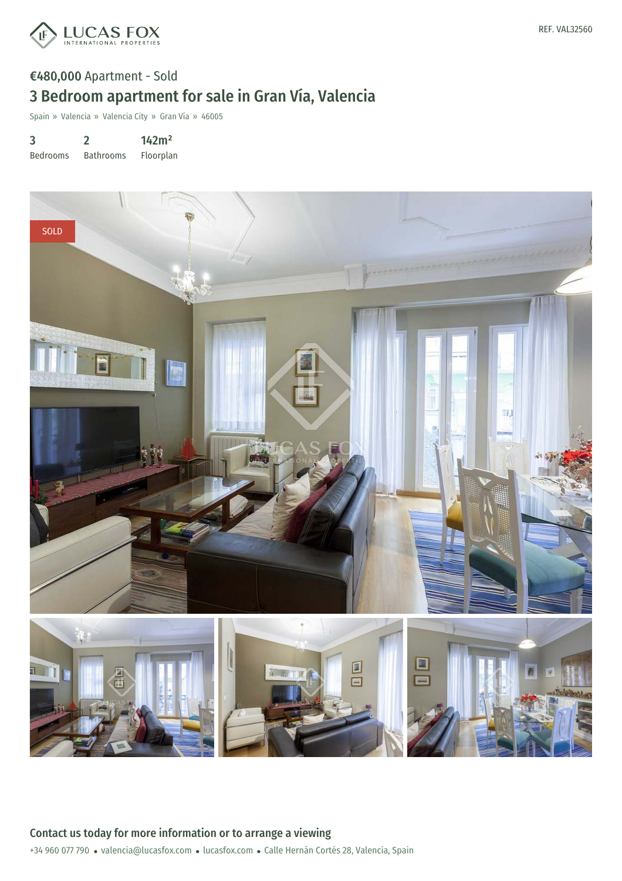REF. VAL32560

**€480,000** Apartment - Sold

# 3 Bedroom apartment for sale in Gran Vía, Valencia

Spain » Valencia » Valencia City » Gran Vía » 46005

| 3 | 2 | 142m² |
|---|---|---|
| Bedrooms | Bathrooms | Floorplan |

SOLD

## Contact us today for more information or to arrange a viewing

+34 960 077 790 • valencia@lucasfox.com • lucasfox.com • Calle Hernán Cortés 28, Valencia, Spain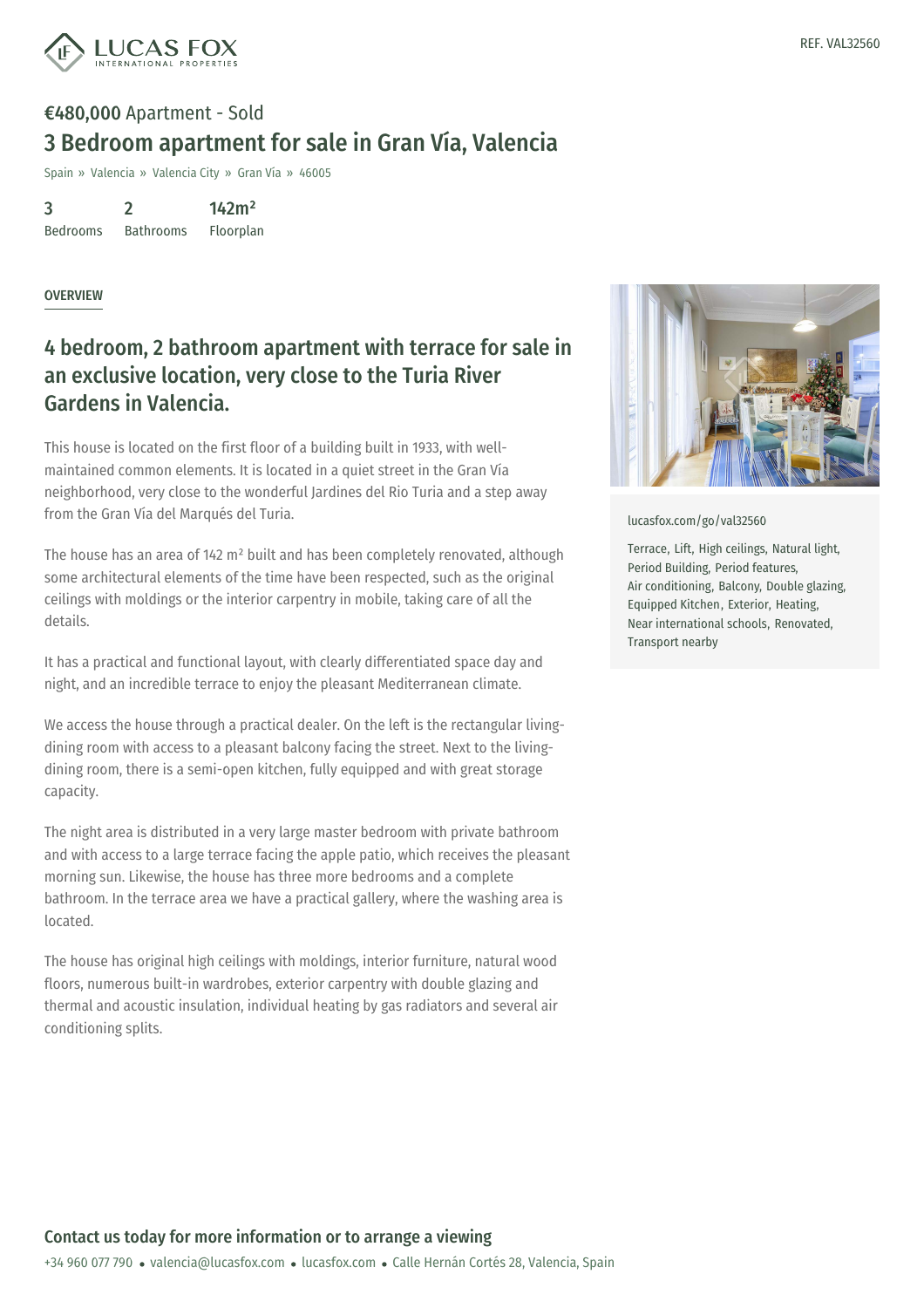REF. VAL32560

**€480,000** Apartment - Sold

# 3 Bedroom apartment for sale in Gran Vía, Valencia

Spain » Valencia » Valencia City » Gran Vía » 46005

| 3 | 2 | 142m² |
|---|---|---|
| Bedrooms | Bathrooms | Floorplan |

## OVERVIEW

## 4 bedroom, 2 bathroom apartment with terrace for sale in an exclusive location, very close to the Turia River Gardens in Valencia.

This house is located on the first floor of a building built in 1933, with well-maintained common elements. It is located in a quiet street in the Gran Vía neighborhood, very close to the wonderful Jardines del Rio Turia and a step away from the Gran Vía del Marqués del Turia.

The house has an area of 142 m² built and has been completely renovated, although some architectural elements of the time have been respected, such as the original ceilings with moldings or the interior carpentry in mobile, taking care of all the details.

It has a practical and functional layout, with clearly differentiated space day and night, and an incredible terrace to enjoy the pleasant Mediterranean climate.

We access the house through a practical dealer. On the left is the rectangular living-dining room with access to a pleasant balcony facing the street. Next to the living-dining room, there is a semi-open kitchen, fully equipped and with great storage capacity.

The night area is distributed in a very large master bedroom with private bathroom and with access to a large terrace facing the apple patio, which receives the pleasant morning sun. Likewise, the house has three more bedrooms and a complete bathroom. In the terrace area we have a practical gallery, where the washing area is located.

The house has original high ceilings with moldings, interior furniture, natural wood floors, numerous built-in wardrobes, exterior carpentry with double glazing and thermal and acoustic insulation, individual heating by gas radiators and several air conditioning splits.

lucasfox.com/go/val32560

Terrace, Lift, High ceilings, Natural light, Period Building, Period features, Air conditioning, Balcony, Double glazing, Equipped Kitchen, Exterior, Heating, Near international schools, Renovated, Transport nearby

## Contact us today for more information or to arrange a viewing

+34 960 077 790 • valencia@lucasfox.com • lucasfox.com • Calle Hernán Cortés 28, Valencia, Spain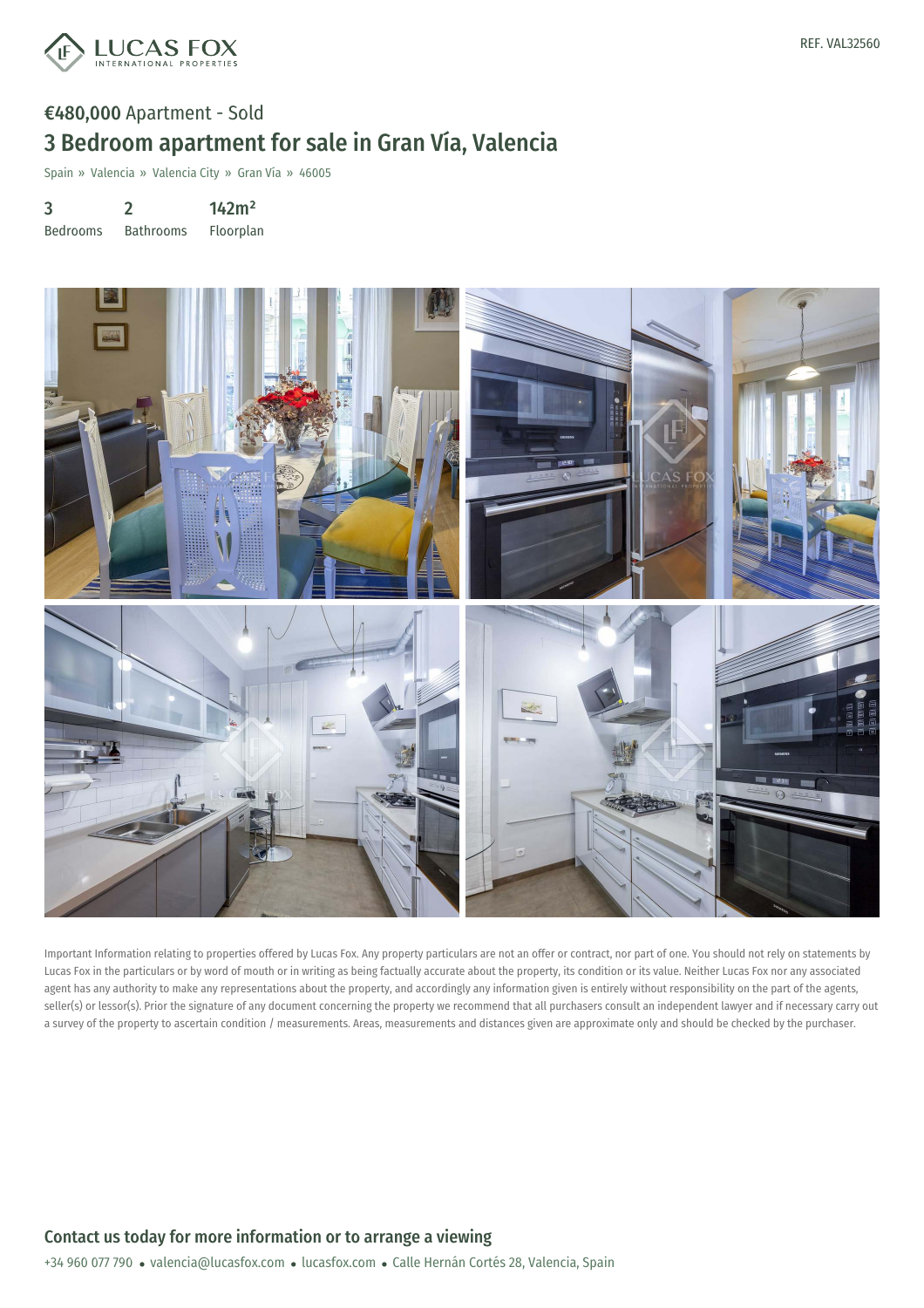REF. VAL32560

**€480,000** Apartment - Sold

# 3 Bedroom apartment for sale in Gran Vía, Valencia

Spain » Valencia » Valencia City » Gran Vía » 46005

| 3 | 2 | 142m² |
|---|---|---|
| Bedrooms | Bathrooms | Floorplan |

Important Information relating to properties offered by Lucas Fox. Any property particulars are not an offer or contract, nor part of one. You should not rely on statements by Lucas Fox in the particulars or by word of mouth or in writing as being factually accurate about the property, its condition or its value. Neither Lucas Fox nor any associated agent has any authority to make any representations about the property, and accordingly any information given is entirely without responsibility on the part of the agents, seller(s) or lessor(s). Prior the signature of any document concerning the property we recommend that all purchasers consult an independent lawyer and if necessary carry out a survey of the property to ascertain condition / measurements. Areas, measurements and distances given are approximate only and should be checked by the purchaser.

## Contact us today for more information or to arrange a viewing

+34 960 077 790 • valencia@lucasfox.com • lucasfox.com • Calle Hernán Cortés 28, Valencia, Spain